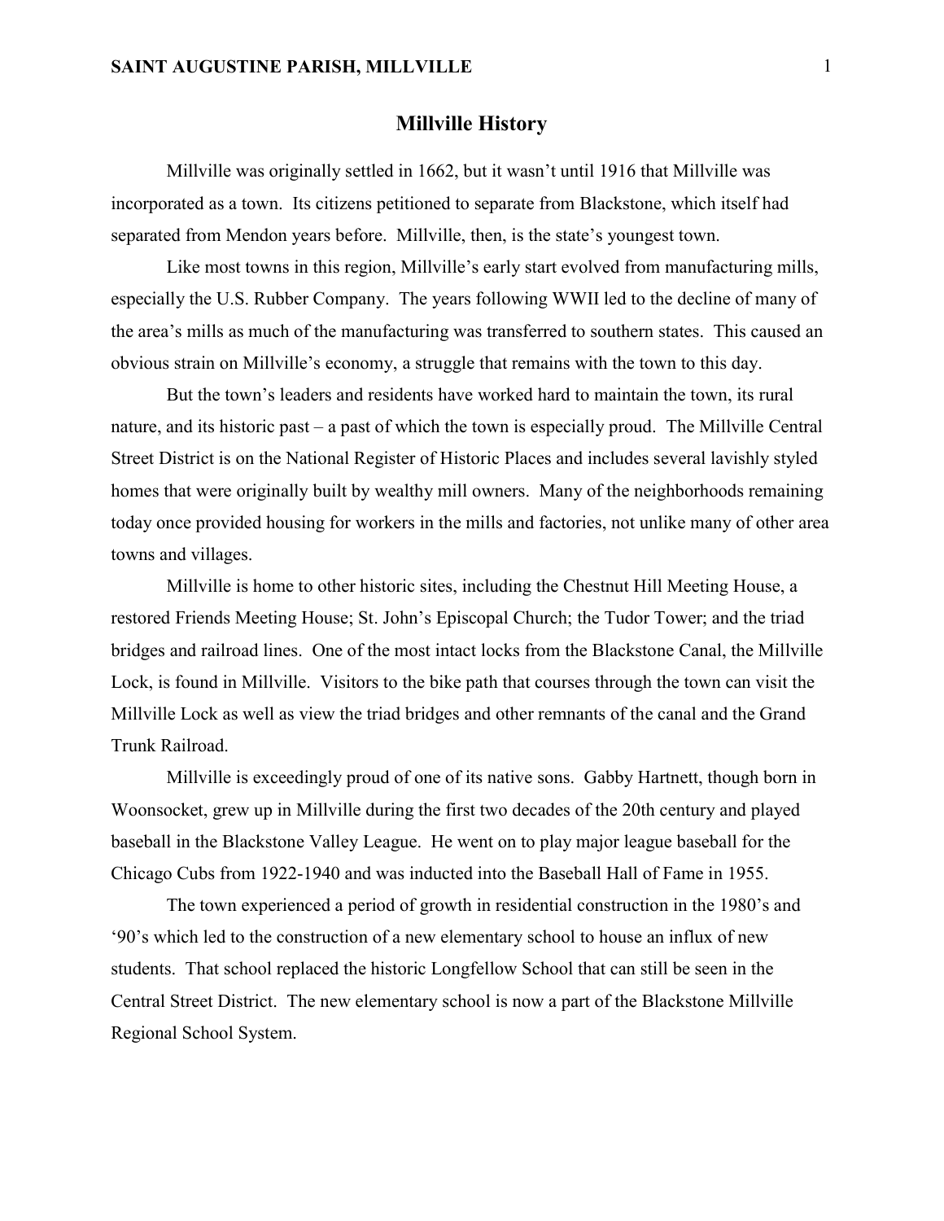# Millville History

Millville was originally settled in 1662, but it wasn't until 1916 that Millville was incorporated as a town. Its citizens petitioned to separate from Blackstone, which itself had separated from Mendon years before. Millville, then, is the state's youngest town.

Like most towns in this region, Millville's early start evolved from manufacturing mills, especially the U.S. Rubber Company. The years following WWII led to the decline of many of the area's mills as much of the manufacturing was transferred to southern states. This caused an obvious strain on Millville's economy, a struggle that remains with the town to this day.

But the town's leaders and residents have worked hard to maintain the town, its rural nature, and its historic past – a past of which the town is especially proud. The Millville Central Street District is on the National Register of Historic Places and includes several lavishly styled homes that were originally built by wealthy mill owners. Many of the neighborhoods remaining today once provided housing for workers in the mills and factories, not unlike many of other area towns and villages.

Millville is home to other historic sites, including the Chestnut Hill Meeting House, a restored Friends Meeting House; St. John's Episcopal Church; the Tudor Tower; and the triad bridges and railroad lines. One of the most intact locks from the Blackstone Canal, the Millville Lock, is found in Millville. Visitors to the bike path that courses through the town can visit the Millville Lock as well as view the triad bridges and other remnants of the canal and the Grand Trunk Railroad.

Millville is exceedingly proud of one of its native sons. Gabby Hartnett, though born in Woonsocket, grew up in Millville during the first two decades of the 20th century and played baseball in the Blackstone Valley League. He went on to play major league baseball for the Chicago Cubs from 1922-1940 and was inducted into the Baseball Hall of Fame in 1955.

The town experienced a period of growth in residential construction in the 1980's and '90's which led to the construction of a new elementary school to house an influx of new students. That school replaced the historic Longfellow School that can still be seen in the Central Street District. The new elementary school is now a part of the Blackstone Millville Regional School System.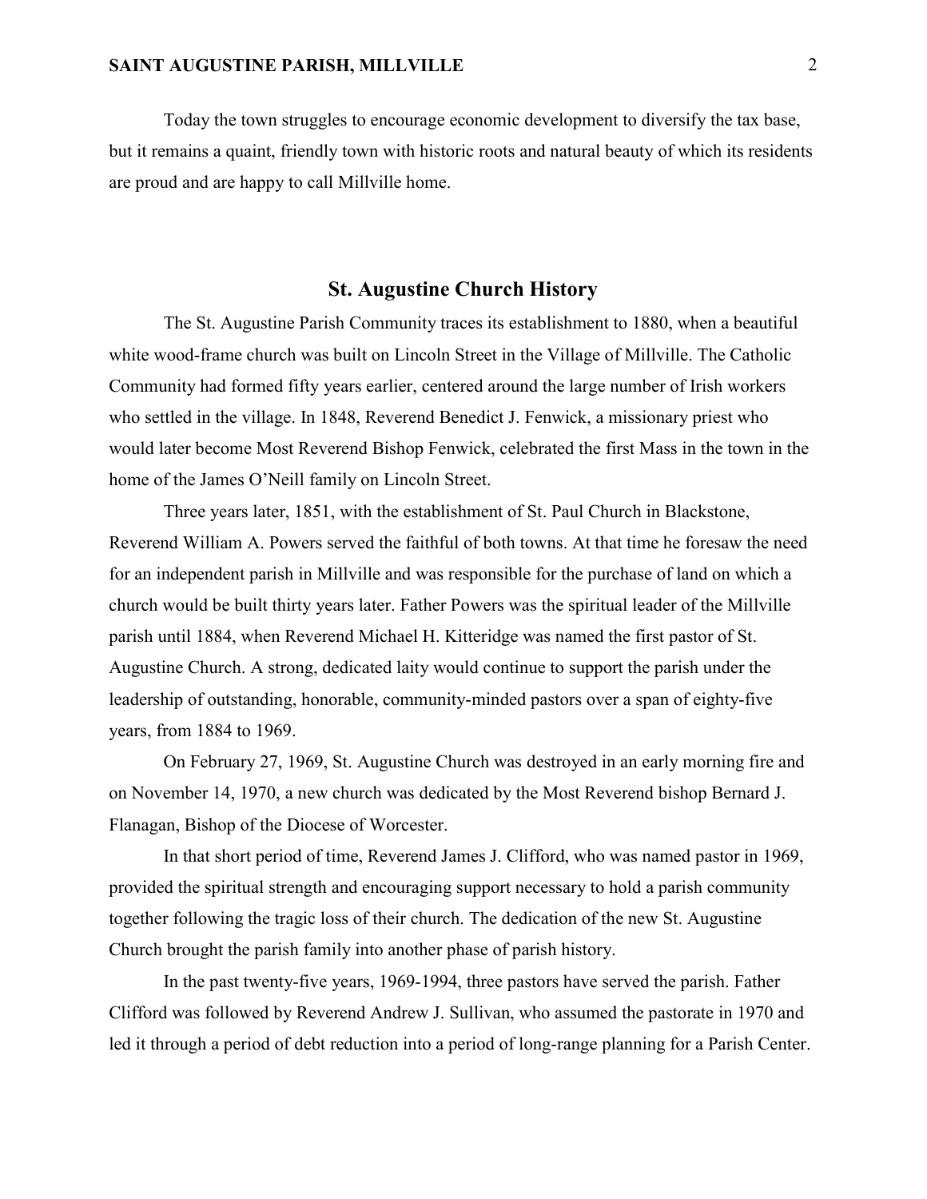Today the town struggles to encourage economic development to diversify the tax base, but it remains a quaint, friendly town with historic roots and natural beauty of which its residents are proud and are happy to call Millville home.

## St. Augustine Church History

The St. Augustine Parish Community traces its establishment to 1880, when a beautiful white wood-frame church was built on Lincoln Street in the Village of Millville. The Catholic Community had formed fifty years earlier, centered around the large number of Irish workers who settled in the village. In 1848, Reverend Benedict J. Fenwick, a missionary priest who would later become Most Reverend Bishop Fenwick, celebrated the first Mass in the town in the home of the James O'Neill family on Lincoln Street.

Three years later, 1851, with the establishment of St. Paul Church in Blackstone, Reverend William A. Powers served the faithful of both towns. At that time he foresaw the need for an independent parish in Millville and was responsible for the purchase of land on which a church would be built thirty years later. Father Powers was the spiritual leader of the Millville parish until 1884, when Reverend Michael H. Kitteridge was named the first pastor of St. Augustine Church. A strong, dedicated laity would continue to support the parish under the leadership of outstanding, honorable, community-minded pastors over a span of eighty-five years, from 1884 to 1969.

On February 27, 1969, St. Augustine Church was destroyed in an early morning fire and on November 14, 1970, a new church was dedicated by the Most Reverend bishop Bernard J. Flanagan, Bishop of the Diocese of Worcester.

In that short period of time, Reverend James J. Clifford, who was named pastor in 1969, provided the spiritual strength and encouraging support necessary to hold a parish community together following the tragic loss of their church. The dedication of the new St. Augustine Church brought the parish family into another phase of parish history.

In the past twenty-five years, 1969-1994, three pastors have served the parish. Father Clifford was followed by Reverend Andrew J. Sullivan, who assumed the pastorate in 1970 and led it through a period of debt reduction into a period of long-range planning for a Parish Center.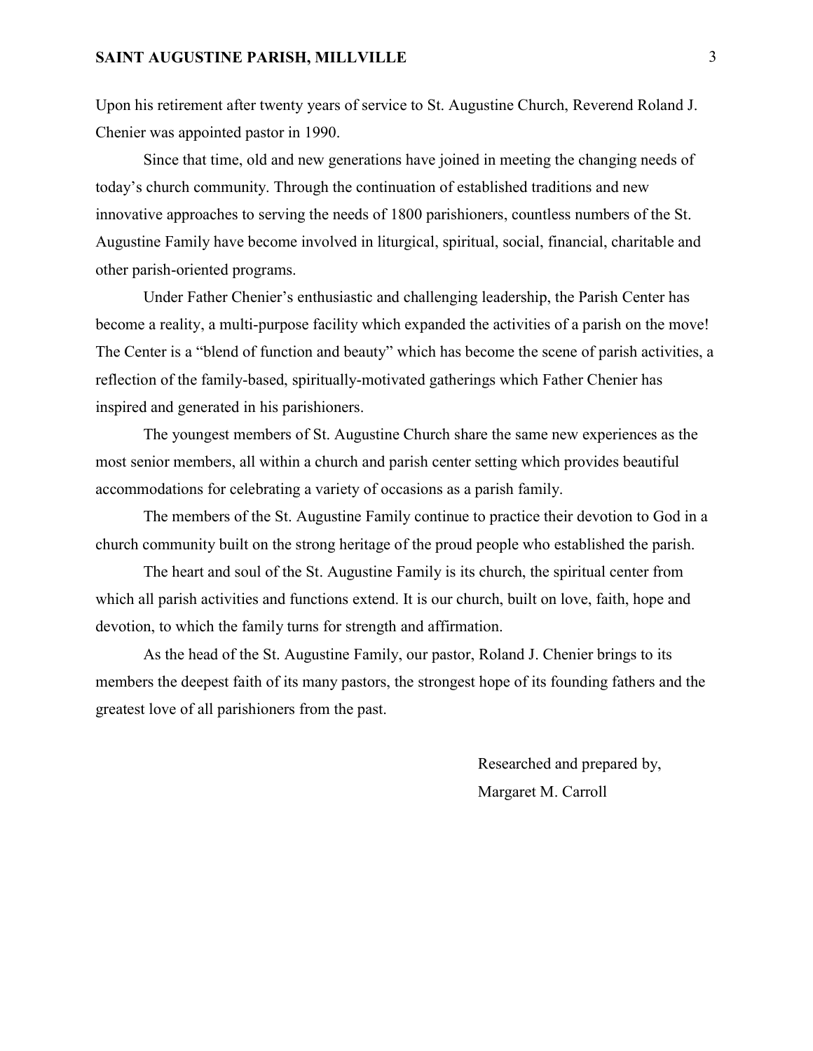Upon his retirement after twenty years of service to St. Augustine Church, Reverend Roland J. Chenier was appointed pastor in 1990.

Since that time, old and new generations have joined in meeting the changing needs of today's church community. Through the continuation of established traditions and new innovative approaches to serving the needs of 1800 parishioners, countless numbers of the St. Augustine Family have become involved in liturgical, spiritual, social, financial, charitable and other parish-oriented programs.

Under Father Chenier's enthusiastic and challenging leadership, the Parish Center has become a reality, a multi-purpose facility which expanded the activities of a parish on the move! The Center is a "blend of function and beauty" which has become the scene of parish activities, a reflection of the family-based, spiritually-motivated gatherings which Father Chenier has inspired and generated in his parishioners.

The youngest members of St. Augustine Church share the same new experiences as the most senior members, all within a church and parish center setting which provides beautiful accommodations for celebrating a variety of occasions as a parish family.

The members of the St. Augustine Family continue to practice their devotion to God in a church community built on the strong heritage of the proud people who established the parish.

The heart and soul of the St. Augustine Family is its church, the spiritual center from which all parish activities and functions extend. It is our church, built on love, faith, hope and devotion, to which the family turns for strength and affirmation.

As the head of the St. Augustine Family, our pastor, Roland J. Chenier brings to its members the deepest faith of its many pastors, the strongest hope of its founding fathers and the greatest love of all parishioners from the past.

Researched and prepared by,
Margaret M. Carroll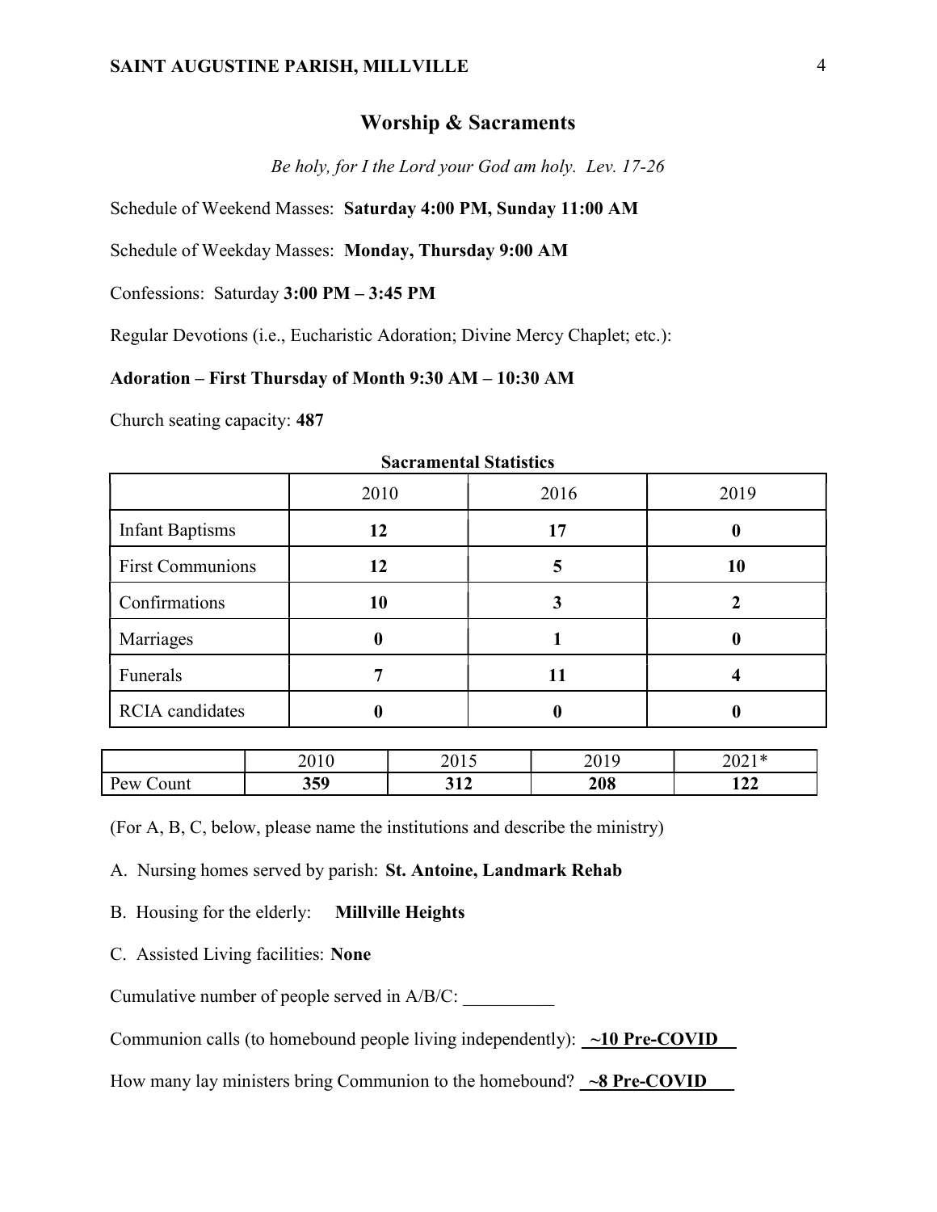## Worship & Sacraments

*Be holy, for I the Lord your God am holy. Lev. 17-26*

Schedule of Weekend Masses: **Saturday 4:00 PM, Sunday 11:00 AM**

Schedule of Weekday Masses: **Monday, Thursday 9:00 AM**

Confessions: Saturday **3:00 PM – 3:45 PM**

Regular Devotions (i.e., Eucharistic Adoration; Divine Mercy Chaplet; etc.):

**Adoration – First Thursday of Month 9:30 AM – 10:30 AM**

Church seating capacity: **487**

**Sacramental Statistics**

| | 2010 | 2016 | 2019 |
|---|---|---|---|
| Infant Baptisms | **12** | **17** | **0** |
| First Communions | **12** | **5** | **10** |
| Confirmations | **10** | **3** | **2** |
| Marriages | **0** | **1** | **0** |
| Funerals | **7** | **11** | **4** |
| RCIA candidates | **0** | **0** | **0** |

| | 2010 | 2015 | 2019 | 2021* |
|---|---|---|---|---|
| Pew Count | **359** | **312** | **208** | **122** |

(For A, B, C, below, please name the institutions and describe the ministry)

A. Nursing homes served by parish: **St. Antoine, Landmark Rehab**

B. Housing for the elderly: **Millville Heights**

C. Assisted Living facilities: **None**

Cumulative number of people served in A/B/C: __________

Communion calls (to homebound people living independently): **~10 Pre-COVID**

How many lay ministers bring Communion to the homebound? **~8 Pre-COVID**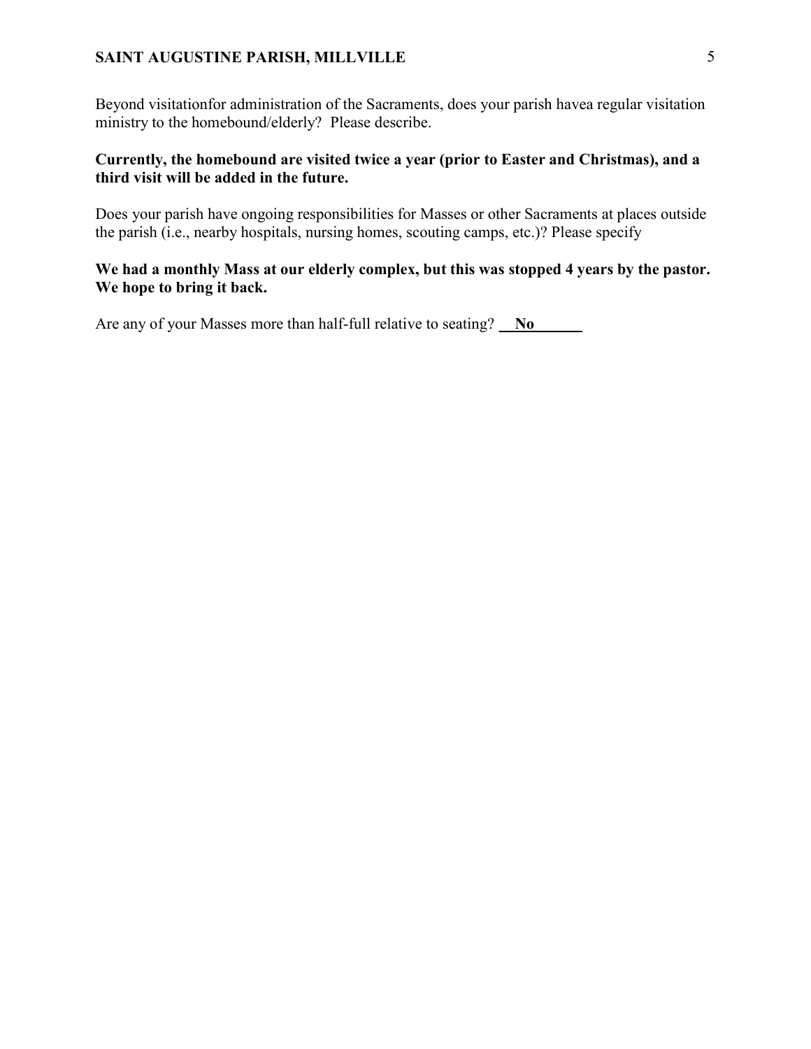Beyond visitationfor administration of the Sacraments, does your parish havea regular visitation ministry to the homebound/elderly? Please describe.

**Currently, the homebound are visited twice a year (prior to Easter and Christmas), and a third visit will be added in the future.**

Does your parish have ongoing responsibilities for Masses or other Sacraments at places outside the parish (i.e., nearby hospitals, nursing homes, scouting camps, etc.)? Please specify

**We had a monthly Mass at our elderly complex, but this was stopped 4 years by the pastor. We hope to bring it back.**

Are any of your Masses more than half-full relative to seating? **No**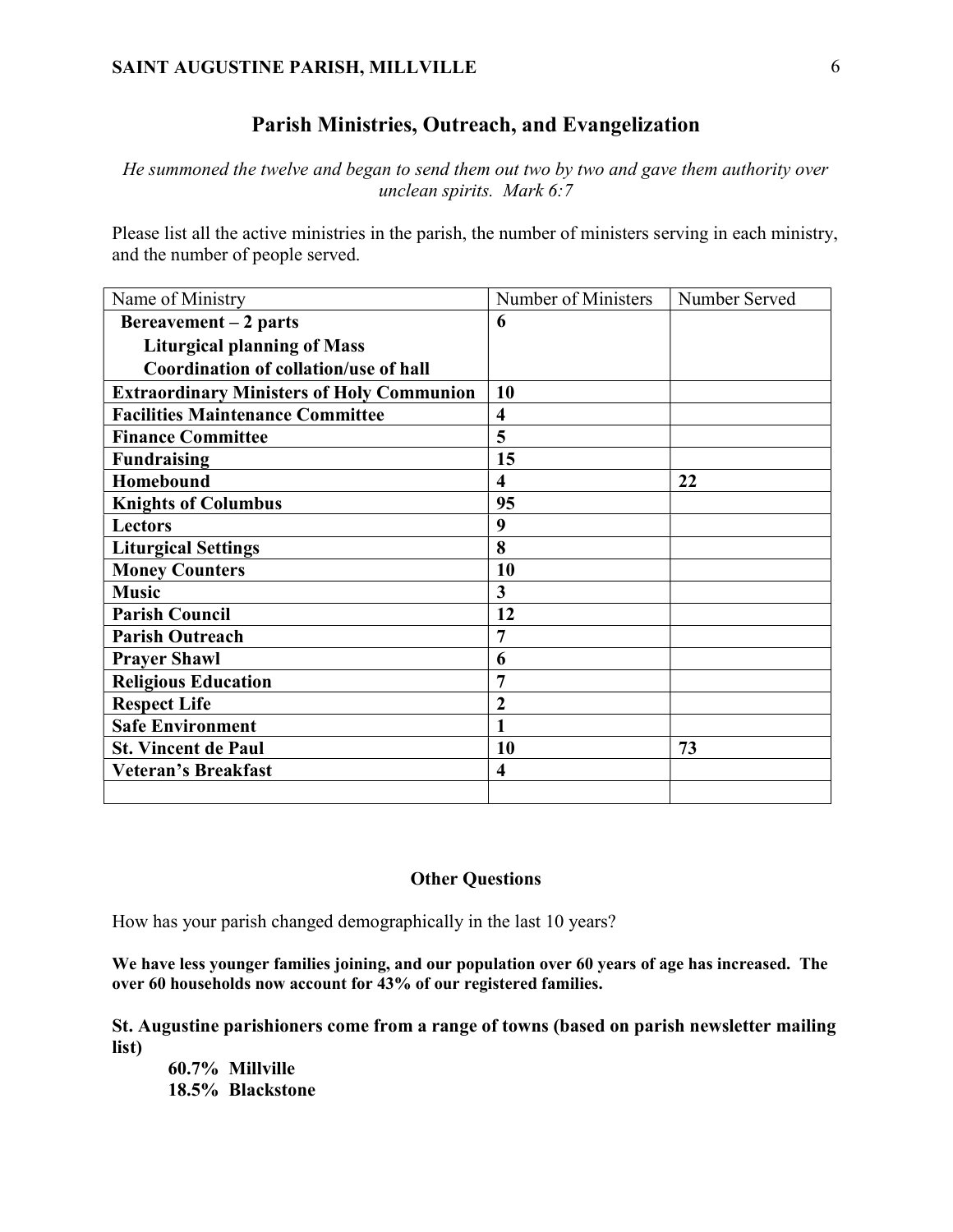## Parish Ministries, Outreach, and Evangelization

*He summoned the twelve and began to send them out two by two and gave them authority over unclean spirits. Mark 6:7*

Please list all the active ministries in the parish, the number of ministers serving in each ministry, and the number of people served.

| Name of Ministry | Number of Ministers | Number Served |
|---|---|---|
| **Bereavement – 2 parts**<br>**Liturgical planning of Mass**<br>**Coordination of collation/use of hall** | **6** | |
| **Extraordinary Ministers of Holy Communion** | **10** | |
| **Facilities Maintenance Committee** | **4** | |
| **Finance Committee** | **5** | |
| **Fundraising** | **15** | |
| **Homebound** | **4** | **22** |
| **Knights of Columbus** | **95** | |
| **Lectors** | **9** | |
| **Liturgical Settings** | **8** | |
| **Money Counters** | **10** | |
| **Music** | **3** | |
| **Parish Council** | **12** | |
| **Parish Outreach** | **7** | |
| **Prayer Shawl** | **6** | |
| **Religious Education** | **7** | |
| **Respect Life** | **2** | |
| **Safe Environment** | **1** | |
| **St. Vincent de Paul** | **10** | **73** |
| **Veteran's Breakfast** | **4** | |
| | | |

### Other Questions

How has your parish changed demographically in the last 10 years?

**We have less younger families joining, and our population over 60 years of age has increased. The over 60 households now account for 43% of our registered families.**

**St. Augustine parishioners come from a range of towns (based on parish newsletter mailing list)**

**60.7% Millville**
**18.5% Blackstone**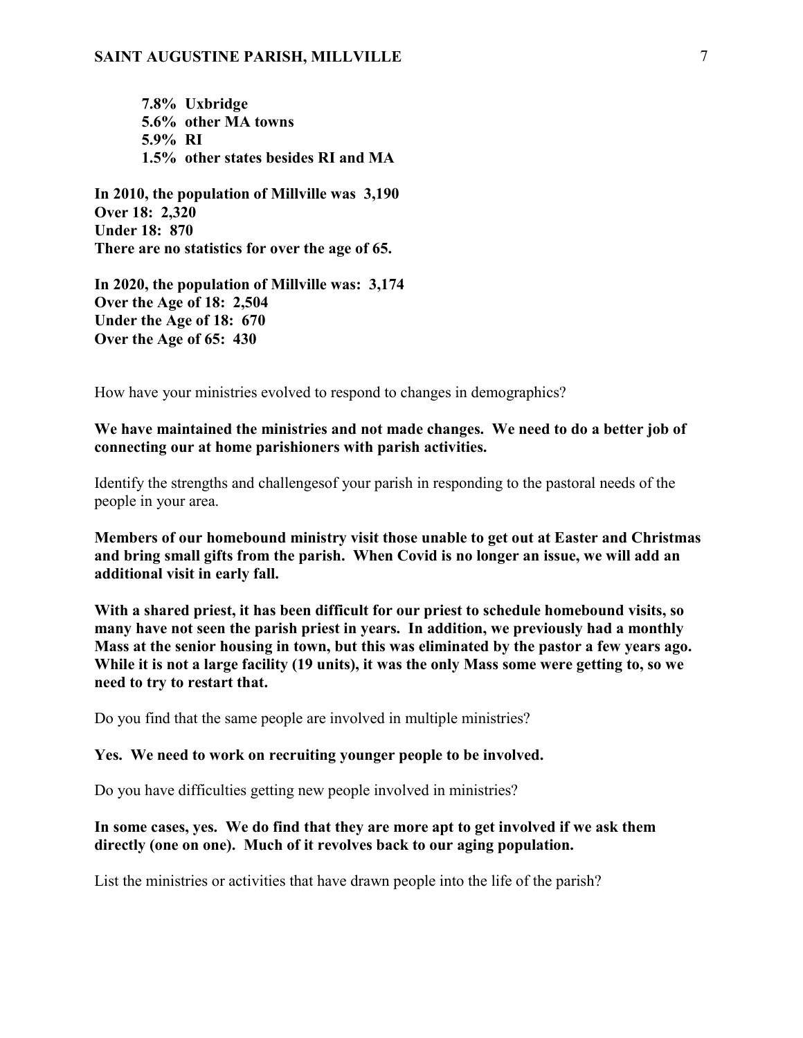**7.8% Uxbridge**
**5.6% other MA towns**
**5.9% RI**
**1.5% other states besides RI and MA**

**In 2010, the population of Millville was 3,190**
**Over 18: 2,320**
**Under 18: 870**
**There are no statistics for over the age of 65.**

**In 2020, the population of Millville was: 3,174**
**Over the Age of 18: 2,504**
**Under the Age of 18: 670**
**Over the Age of 65: 430**

How have your ministries evolved to respond to changes in demographics?

**We have maintained the ministries and not made changes. We need to do a better job of connecting our at home parishioners with parish activities.**

Identify the strengths and challengesof your parish in responding to the pastoral needs of the people in your area.

**Members of our homebound ministry visit those unable to get out at Easter and Christmas and bring small gifts from the parish. When Covid is no longer an issue, we will add an additional visit in early fall.**

**With a shared priest, it has been difficult for our priest to schedule homebound visits, so many have not seen the parish priest in years. In addition, we previously had a monthly Mass at the senior housing in town, but this was eliminated by the pastor a few years ago. While it is not a large facility (19 units), it was the only Mass some were getting to, so we need to try to restart that.**

Do you find that the same people are involved in multiple ministries?

**Yes. We need to work on recruiting younger people to be involved.**

Do you have difficulties getting new people involved in ministries?

**In some cases, yes. We do find that they are more apt to get involved if we ask them directly (one on one). Much of it revolves back to our aging population.**

List the ministries or activities that have drawn people into the life of the parish?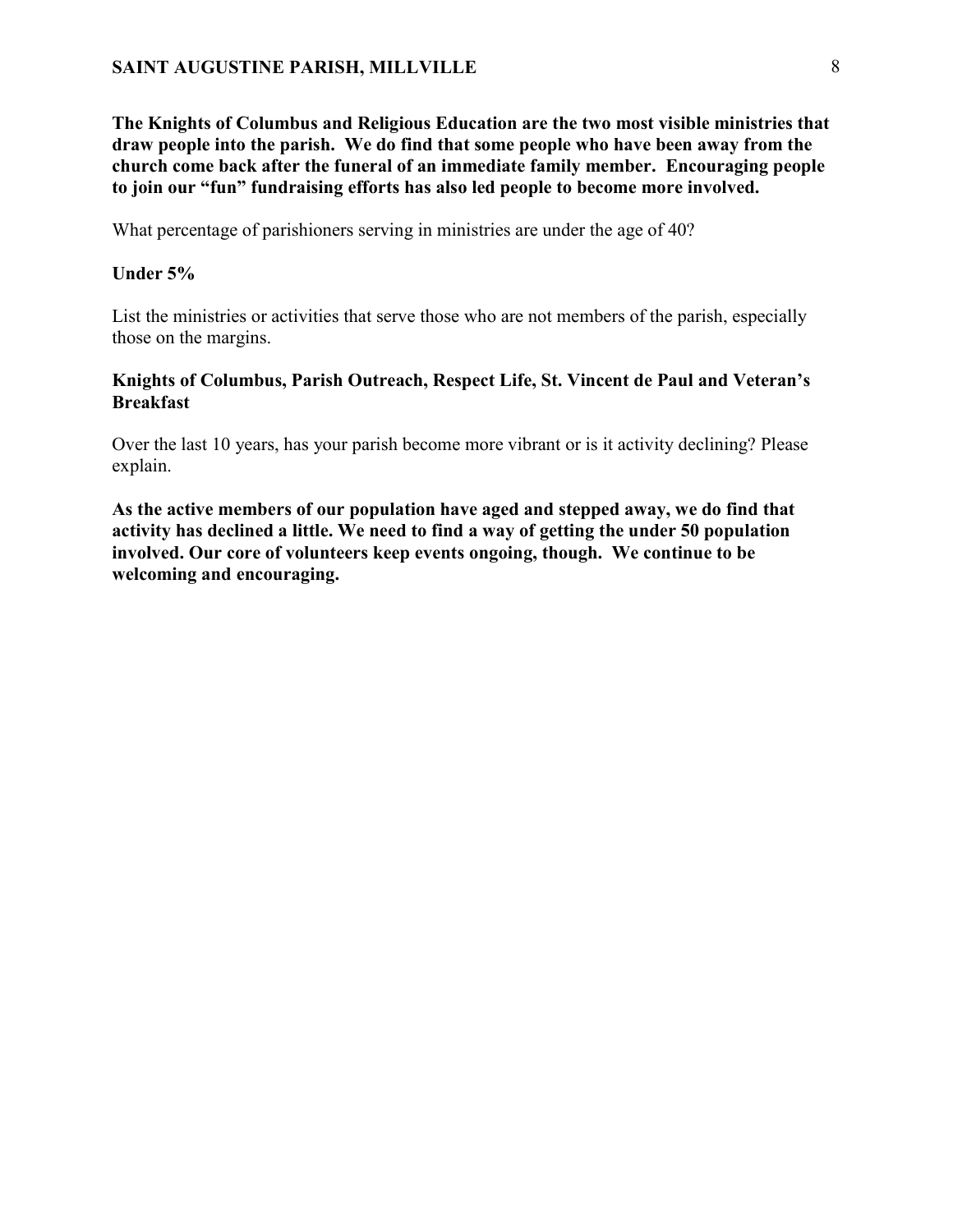**The Knights of Columbus and Religious Education are the two most visible ministries that draw people into the parish. We do find that some people who have been away from the church come back after the funeral of an immediate family member. Encouraging people to join our "fun" fundraising efforts has also led people to become more involved.**

What percentage of parishioners serving in ministries are under the age of 40?

**Under 5%**

List the ministries or activities that serve those who are not members of the parish, especially those on the margins.

**Knights of Columbus, Parish Outreach, Respect Life, St. Vincent de Paul and Veteran's Breakfast**

Over the last 10 years, has your parish become more vibrant or is it activity declining? Please explain.

**As the active members of our population have aged and stepped away, we do find that activity has declined a little. We need to find a way of getting the under 50 population involved. Our core of volunteers keep events ongoing, though. We continue to be welcoming and encouraging.**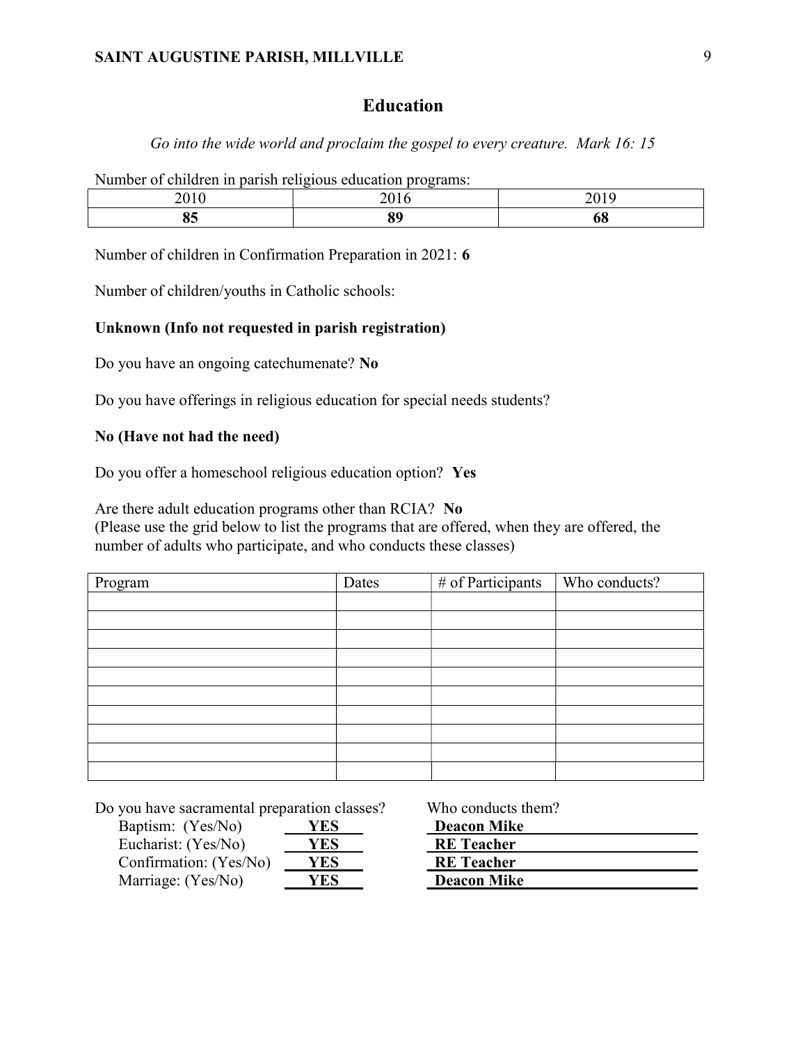## Education

*Go into the wide world and proclaim the gospel to every creature. Mark 16: 15*

Number of children in parish religious education programs:

| 2010 | 2016 | 2019 |
|---|---|---|
| **85** | **89** | **68** |

Number of children in Confirmation Preparation in 2021: **6**

Number of children/youths in Catholic schools:

**Unknown (Info not requested in parish registration)**

Do you have an ongoing catechumenate? **No**

Do you have offerings in religious education for special needs students?

**No (Have not had the need)**

Do you offer a homeschool religious education option? **Yes**

Are there adult education programs other than RCIA? **No**
(Please use the grid below to list the programs that are offered, when they are offered, the number of adults who participate, and who conducts these classes)

| Program | Dates | # of Participants | Who conducts? |
|---|---|---|---|
| | | | |
| | | | |
| | | | |
| | | | |
| | | | |
| | | | |
| | | | |
| | | | |
| | | | |
| | | | |

| Do you have sacramental preparation classes? | | Who conducts them? |
|---|---|---|
| Baptism: (Yes/No) | **YES** | **Deacon Mike** |
| Eucharist: (Yes/No) | **YES** | **RE Teacher** |
| Confirmation: (Yes/No) | **YES** | **RE Teacher** |
| Marriage: (Yes/No) | **YES** | **Deacon Mike** |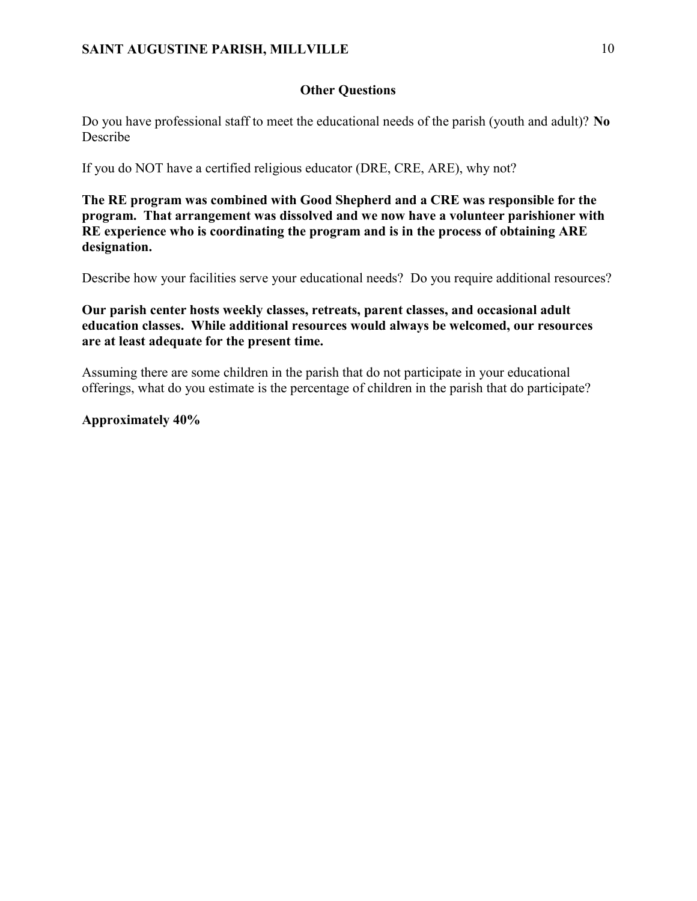## Other Questions

Do you have professional staff to meet the educational needs of the parish (youth and adult)? **No**
Describe

If you do NOT have a certified religious educator (DRE, CRE, ARE), why not?

**The RE program was combined with Good Shepherd and a CRE was responsible for the program. That arrangement was dissolved and we now have a volunteer parishioner with RE experience who is coordinating the program and is in the process of obtaining ARE designation.**

Describe how your facilities serve your educational needs? Do you require additional resources?

**Our parish center hosts weekly classes, retreats, parent classes, and occasional adult education classes. While additional resources would always be welcomed, our resources are at least adequate for the present time.**

Assuming there are some children in the parish that do not participate in your educational offerings, what do you estimate is the percentage of children in the parish that do participate?

**Approximately 40%**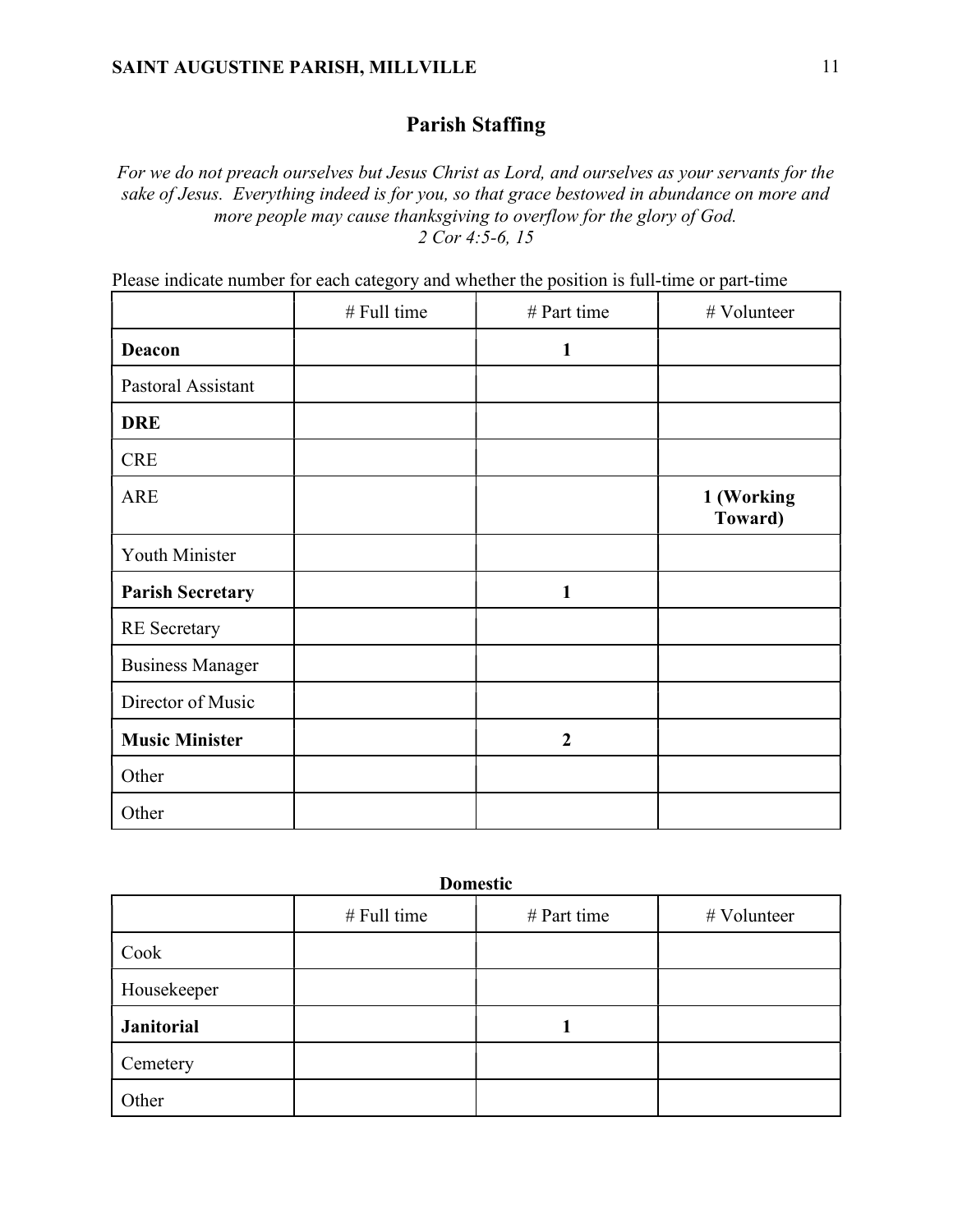## Parish Staffing

*For we do not preach ourselves but Jesus Christ as Lord, and ourselves as your servants for the sake of Jesus. Everything indeed is for you, so that grace bestowed in abundance on more and more people may cause thanksgiving to overflow for the glory of God.*
*2 Cor 4:5-6, 15*

Please indicate number for each category and whether the position is full-time or part-time

| | # Full time | # Part time | # Volunteer |
|---|---|---|---|
| **Deacon** | | **1** | |
| Pastoral Assistant | | | |
| **DRE** | | | |
| CRE | | | |
| ARE | | | **1 (Working Toward)** |
| Youth Minister | | | |
| **Parish Secretary** | | **1** | |
| RE Secretary | | | |
| Business Manager | | | |
| Director of Music | | | |
| **Music Minister** | | **2** | |
| Other | | | |
| Other | | | |

**Domestic**

| | # Full time | # Part time | # Volunteer |
|---|---|---|---|
| Cook | | | |
| Housekeeper | | | |
| **Janitorial** | | **1** | |
| Cemetery | | | |
| Other | | | |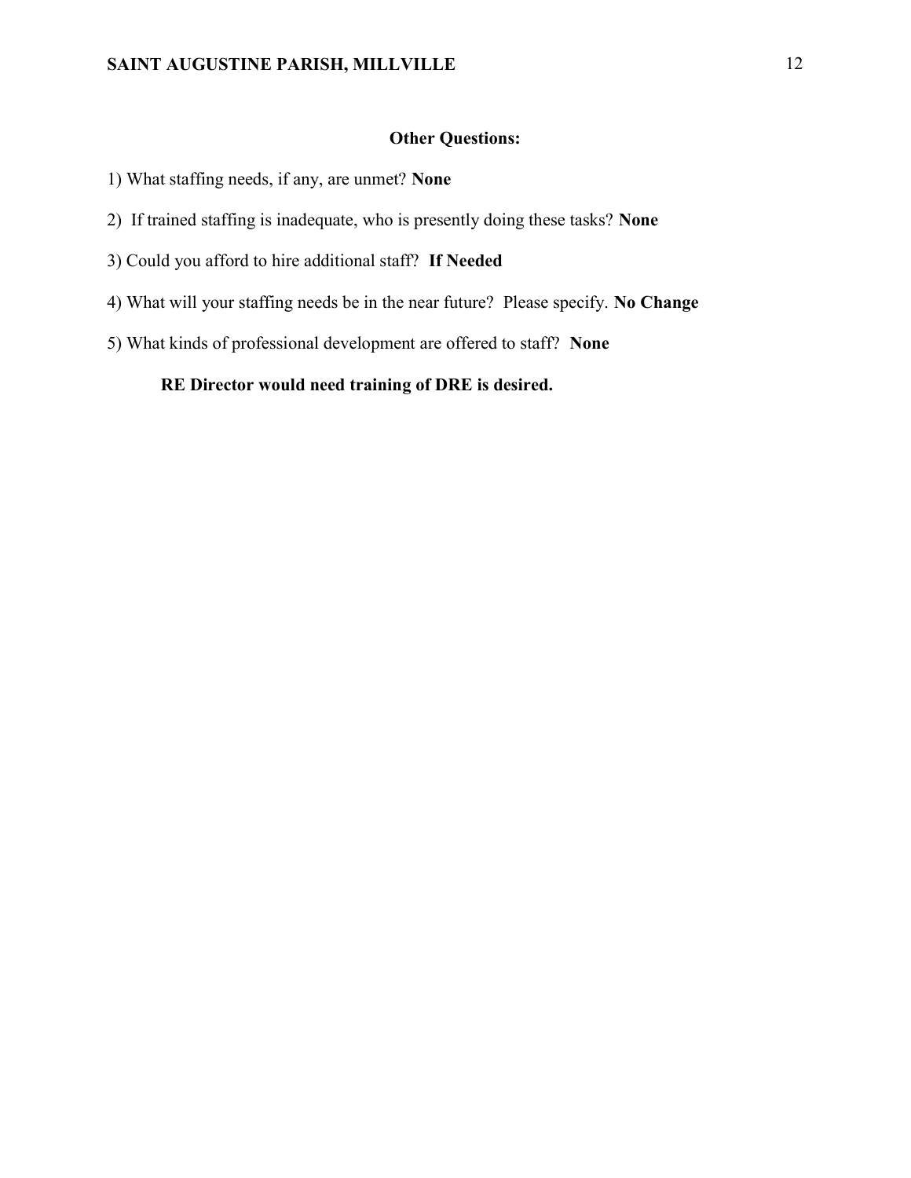## Other Questions:

1) What staffing needs, if any, are unmet? **None**

2) If trained staffing is inadequate, who is presently doing these tasks? **None**

3) Could you afford to hire additional staff? **If Needed**

4) What will your staffing needs be in the near future? Please specify. **No Change**

5) What kinds of professional development are offered to staff? **None**

**RE Director would need training of DRE is desired.**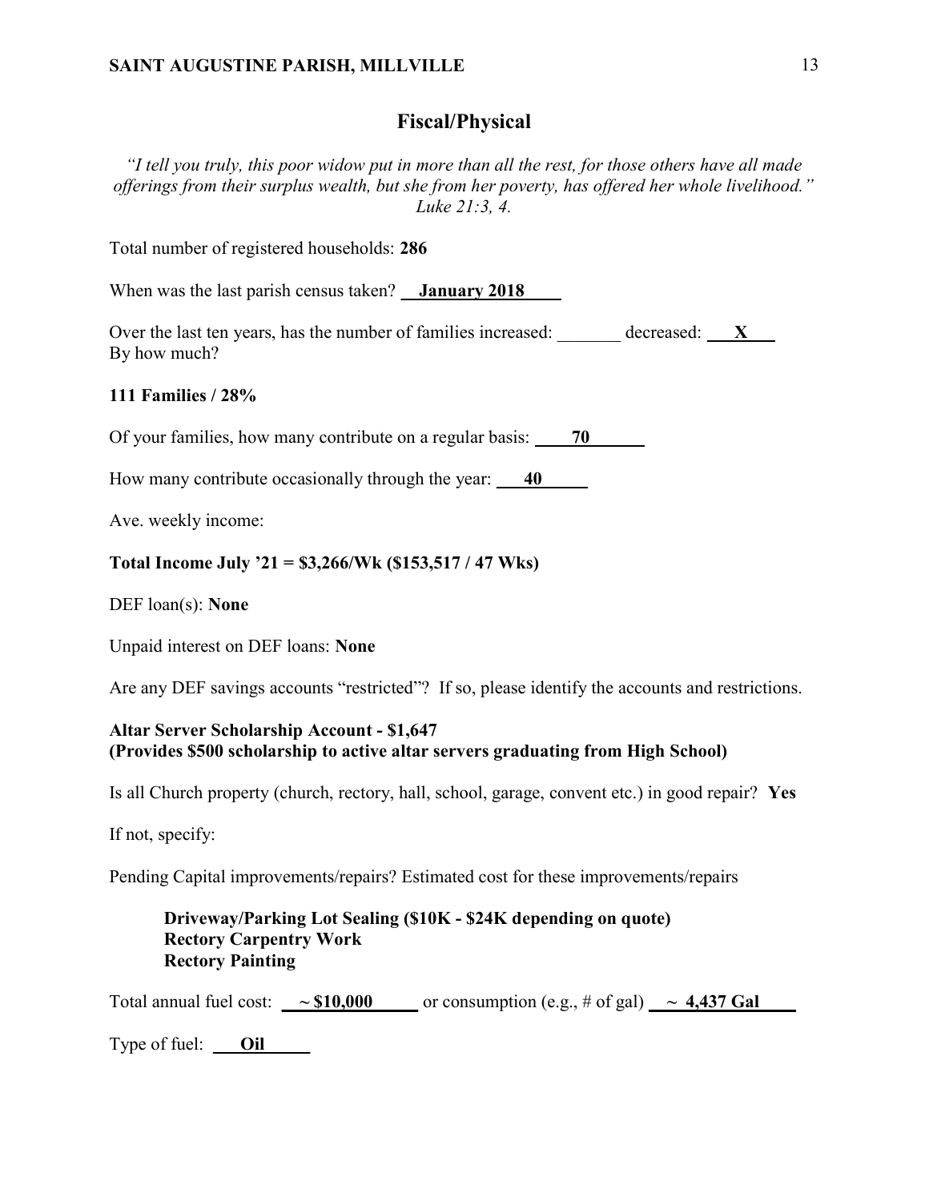## Fiscal/Physical

*"I tell you truly, this poor widow put in more than all the rest, for those others have all made offerings from their surplus wealth, but she from her poverty, has offered her whole livelihood." Luke 21:3, 4.*

Total number of registered households: **286**

When was the last parish census taken? **January 2018**

Over the last ten years, has the number of families increased: _______ decreased: **X**
By how much?

**111 Families / 28%**

Of your families, how many contribute on a regular basis: **70**

How many contribute occasionally through the year: **40**

Ave. weekly income:

**Total Income July '21 = $3,266/Wk ($153,517 / 47 Wks)**

DEF loan(s): **None**

Unpaid interest on DEF loans: **None**

Are any DEF savings accounts "restricted"? If so, please identify the accounts and restrictions.

**Altar Server Scholarship Account - $1,647**
**(Provides $500 scholarship to active altar servers graduating from High School)**

Is all Church property (church, rectory, hall, school, garage, convent etc.) in good repair? **Yes**

If not, specify:

Pending Capital improvements/repairs? Estimated cost for these improvements/repairs

**Driveway/Parking Lot Sealing ($10K - $24K depending on quote)**
**Rectory Carpentry Work**
**Rectory Painting**

Total annual fuel cost: **~ $10,000** or consumption (e.g., # of gal) **~ 4,437 Gal**

Type of fuel: **Oil**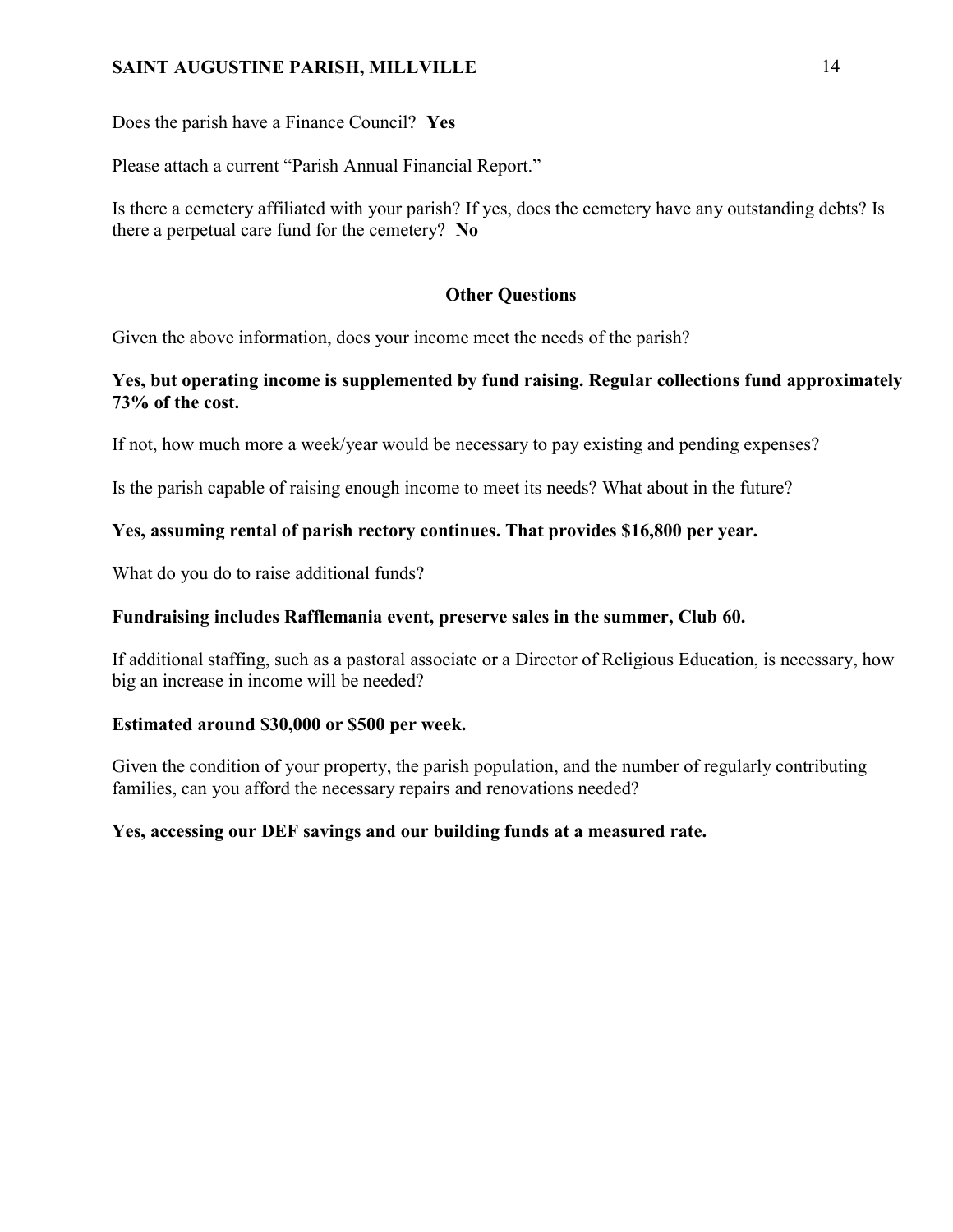Does the parish have a Finance Council? **Yes**

Please attach a current "Parish Annual Financial Report."

Is there a cemetery affiliated with your parish? If yes, does the cemetery have any outstanding debts? Is there a perpetual care fund for the cemetery? **No**

## Other Questions

Given the above information, does your income meet the needs of the parish?

**Yes, but operating income is supplemented by fund raising. Regular collections fund approximately 73% of the cost.**

If not, how much more a week/year would be necessary to pay existing and pending expenses?

Is the parish capable of raising enough income to meet its needs? What about in the future?

**Yes, assuming rental of parish rectory continues. That provides $16,800 per year.**

What do you do to raise additional funds?

**Fundraising includes Rafflemania event, preserve sales in the summer, Club 60.**

If additional staffing, such as a pastoral associate or a Director of Religious Education, is necessary, how big an increase in income will be needed?

**Estimated around $30,000 or $500 per week.**

Given the condition of your property, the parish population, and the number of regularly contributing families, can you afford the necessary repairs and renovations needed?

**Yes, accessing our DEF savings and our building funds at a measured rate.**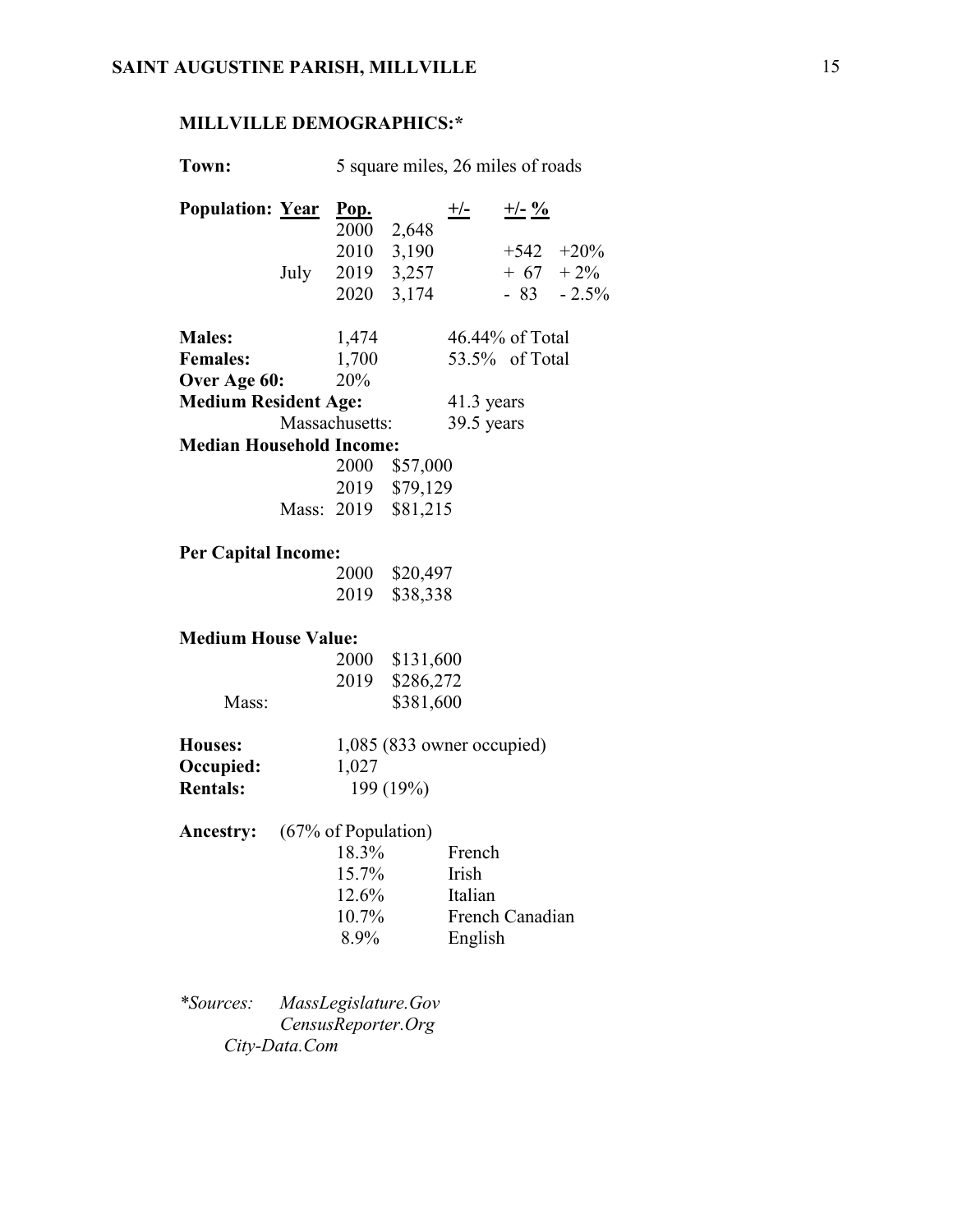## MILLVILLE DEMOGRAPHICS:*

**Town:** 5 square miles, 26 miles of roads

**Population:**

| Year | Pop. | | +/- | +/- % |
|---|---|---|---|---|
| | 2000 | 2,648 | | |
| | 2010 | 3,190 | +542 | +20% |
| July | 2019 | 3,257 | + 67 | + 2% |
| | 2020 | 3,174 | - 83 | - 2.5% |

| | | |
|---|---|---|
| **Males:** | 1,474 | 46.44% of Total |
| **Females:** | 1,700 | 53.5% of Total |
| **Over Age 60:** | 20% | |
| **Medium Resident Age:** | | 41.3 years |
| Massachusetts: | | 39.5 years |

**Median Household Income:**

| | | |
|---|---|---|
| | 2000 | $57,000 |
| | 2019 | $79,129 |
| Mass: | 2019 | $81,215 |

**Per Capital Income:**

| | |
|---|---|
| 2000 | $20,497 |
| 2019 | $38,338 |

**Medium House Value:**

| | | |
|---|---|---|
| | 2000 | $131,600 |
| | 2019 | $286,272 |
| Mass: | | $381,600 |

| | |
|---|---|
| **Houses:** | 1,085 (833 owner occupied) |
| **Occupied:** | 1,027 |
| **Rentals:** | 199 (19%) |

**Ancestry:** (67% of Population)

| | |
|---|---|
| 18.3% | French |
| 15.7% | Irish |
| 12.6% | Italian |
| 10.7% | French Canadian |
| 8.9% | English |

*\*Sources: MassLegislature.Gov*
*CensusReporter.Org*
*City-Data.Com*